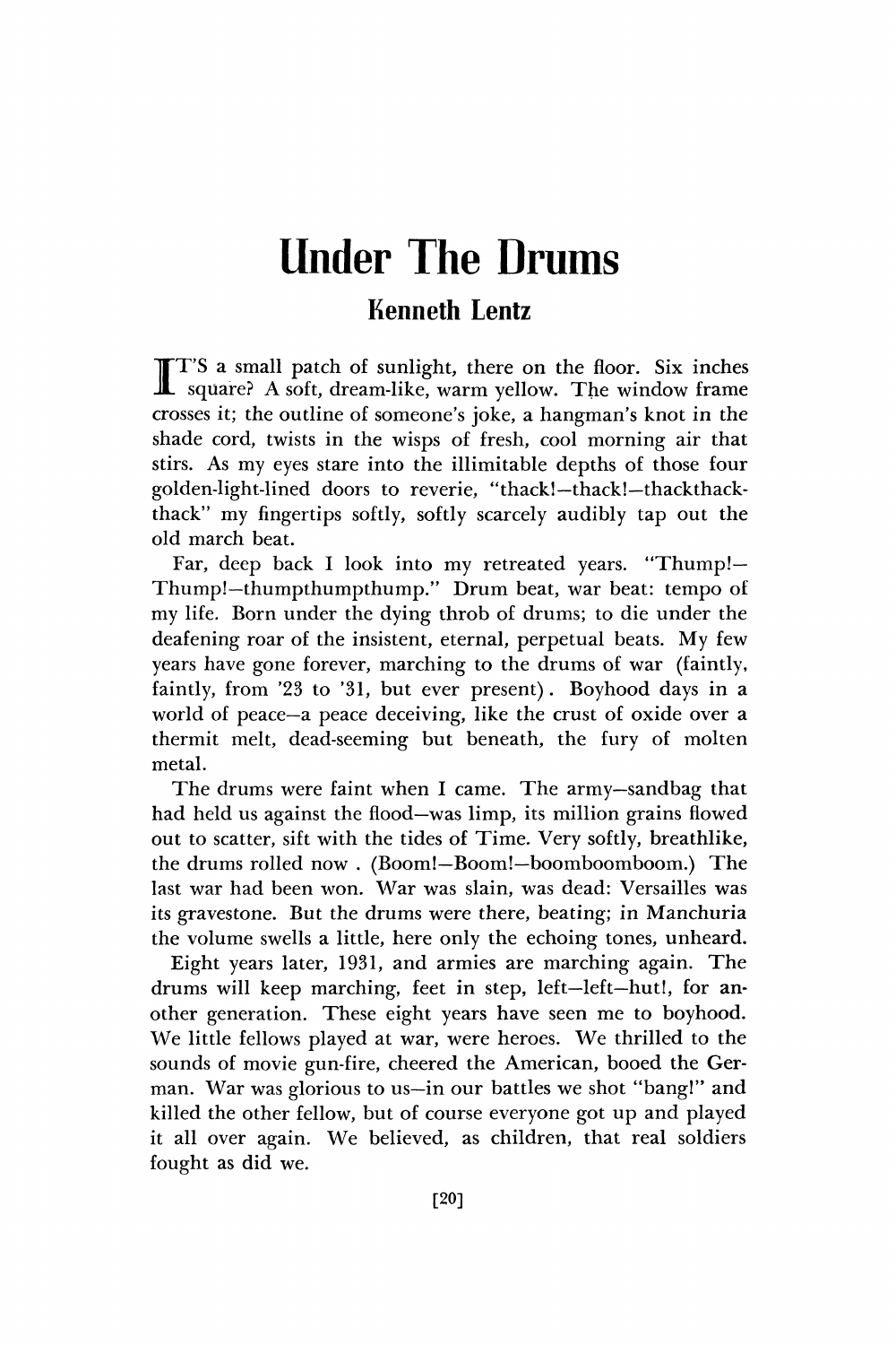# Under The Drums

### Kenneth Lentz

IT'S a small patch of sunlight, there on the floor. Six inches square? A soft, dream-like, warm yellow. The window frame crosses it; the outline of someone's joke, a hangman's knot in the shade cord, twists in the wisps of fresh, cool morning air that stirs. As my eyes stare into the illimitable depths of those four golden-light-lined doors to reverie, "thack!—thack!—thackthack-thack" my fingertips softly, softly scarcely audibly tap out the old march beat.

Far, deep back I look into my retreated years. "Thump!—Thump!—thumpthumpthump." Drum beat, war beat: tempo of my life. Born under the dying throb of drums; to die under the deafening roar of the insistent, eternal, perpetual beats. My few years have gone forever, marching to the drums of war (faintly, faintly, from '23 to '31, but ever present). Boyhood days in a world of peace—a peace deceiving, like the crust of oxide over a thermit melt, dead-seeming but beneath, the fury of molten metal.

The drums were faint when I came. The army—sandbag that had held us against the flood—was limp, its million grains flowed out to scatter, sift with the tides of Time. Very softly, breathlike, the drums rolled now . (Boom!—Boom!—boomboomboom.) The last war had been won. War was slain, was dead: Versailles was its gravestone. But the drums were there, beating; in Manchuria the volume swells a little, here only the echoing tones, unheard.

Eight years later, 1931, and armies are marching again. The drums will keep marching, feet in step, left—left—hut!, for another generation. These eight years have seen me to boyhood. We little fellows played at war, were heroes. We thrilled to the sounds of movie gun-fire, cheered the American, booed the German. War was glorious to us—in our battles we shot "bang!" and killed the other fellow, but of course everyone got up and played it all over again. We believed, as children, that real soldiers fought as did we.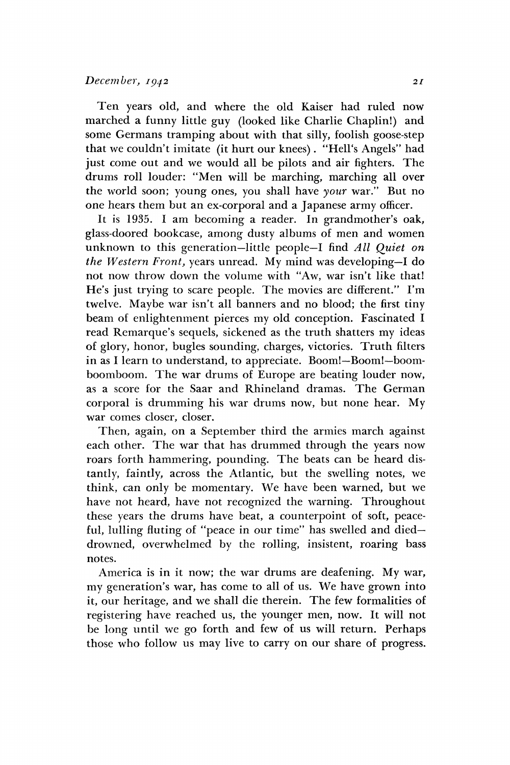Ten years old, and where the old Kaiser had ruled now marched a funny little guy (looked like Charlie Chaplin!) and some Germans tramping about with that silly, foolish goose-step that we couldn't imitate (it hurt our knees). "Hell's Angels" had just come out and we would all be pilots and air fighters. The drums roll louder: "Men will be marching, marching all over the world soon; young ones, you shall have *your* war." But no one hears them but an ex-corporal and a Japanese army officer.

It is 1935. I am becoming a reader. In grandmother's oak, glass-doored bookcase, among dusty albums of men and women unknown to this generation—little people—I find *All Quiet on the Western Front,* years unread. My mind was developing—I do not now throw down the volume with "Aw, war isn't like that! He's just trying to scare people. The movies are different." I'm twelve. Maybe war isn't all banners and no blood; the first tiny beam of enlightenment pierces my old conception. Fascinated I read Remarque's sequels, sickened as the truth shatters my ideas of glory, honor, bugles sounding, charges, victories. Truth filters in as I learn to understand, to appreciate. Boom!—Boom!—boom-boomboom. The war drums of Europe are beating louder now, as a score for the Saar and Rhineland dramas. The German corporal is drumming his war drums now, but none hear. My war comes closer, closer.

Then, again, on a September third the armies march against each other. The war that has drummed through the years now roars forth hammering, pounding. The beats can be heard distantly, faintly, across the Atlantic, but the swelling notes, we think, can only be momentary. We have been warned, but we have not heard, have not recognized the warning. Throughout these years the drums have beat, a counterpoint of soft, peaceful, lulling fluting of "peace in our time" has swelled and died—drowned, overwhelmed by the rolling, insistent, roaring bass notes.

America is in it now; the war drums are deafening. My war, my generation's war, has come to all of us. We have grown into it, our heritage, and we shall die therein. The few formalities of registering have reached us, the younger men, now. It will not be long until we go forth and few of us will return. Perhaps those who follow us may live to carry on our share of progress.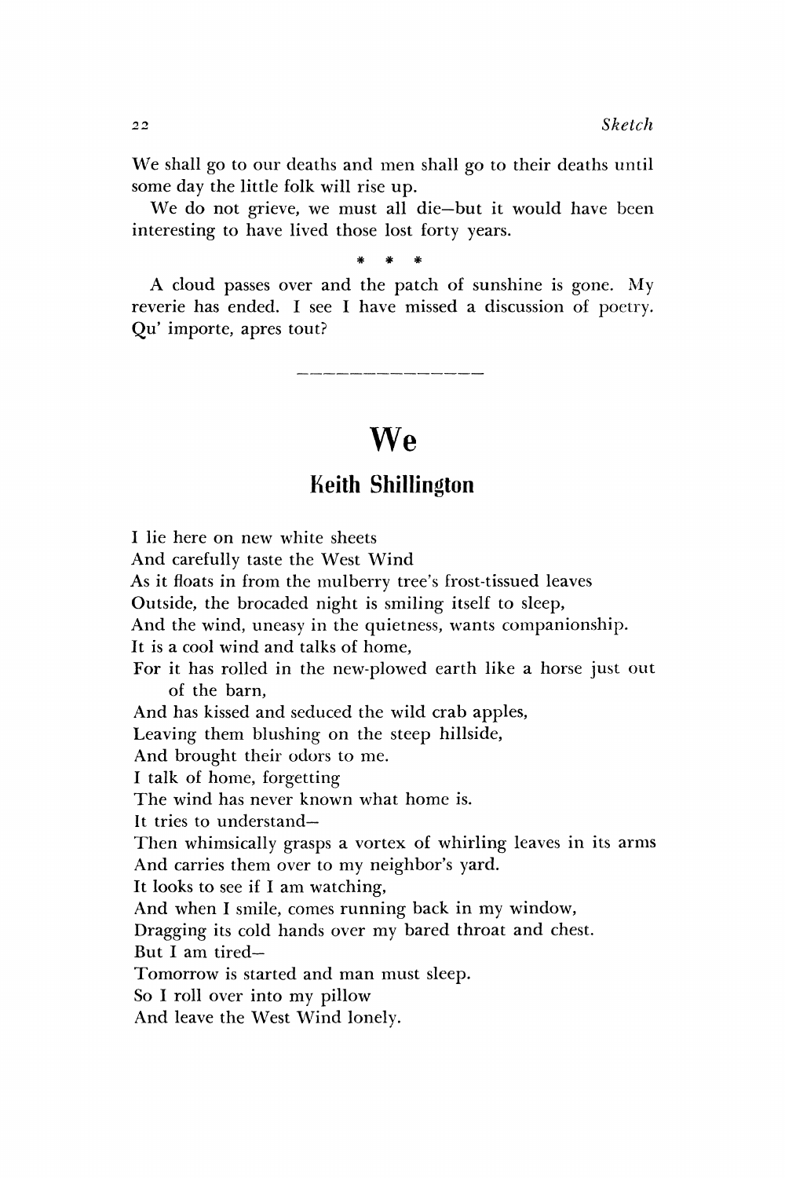We shall go to our deaths and men shall go to their deaths until some day the little folk will rise up.

We do not grieve, we must all die—but it would have been interesting to have lived those lost forty years.

\* \* \*

A cloud passes over and the patch of sunshine is gone. My reverie has ended. I see I have missed a discussion of poetry. Qu' importe, apres tout?

---

# We

## Keith Shillington

I lie here on new white sheets  
And carefully taste the West Wind  
As it floats in from the mulberry tree's frost-tissued leaves  
Outside, the brocaded night is smiling itself to sleep,  
And the wind, uneasy in the quietness, wants companionship.  
It is a cool wind and talks of home,  
For it has rolled in the new-plowed earth like a horse just out of the barn,  
And has kissed and seduced the wild crab apples,  
Leaving them blushing on the steep hillside,  
And brought their odors to me.  
I talk of home, forgetting  
The wind has never known what home is.  
It tries to understand—  
Then whimsically grasps a vortex of whirling leaves in its arms  
And carries them over to my neighbor's yard.  
It looks to see if I am watching,  
And when I smile, comes running back in my window,  
Dragging its cold hands over my bared throat and chest.  
But I am tired—  
Tomorrow is started and man must sleep.  
So I roll over into my pillow  
And leave the West Wind lonely.